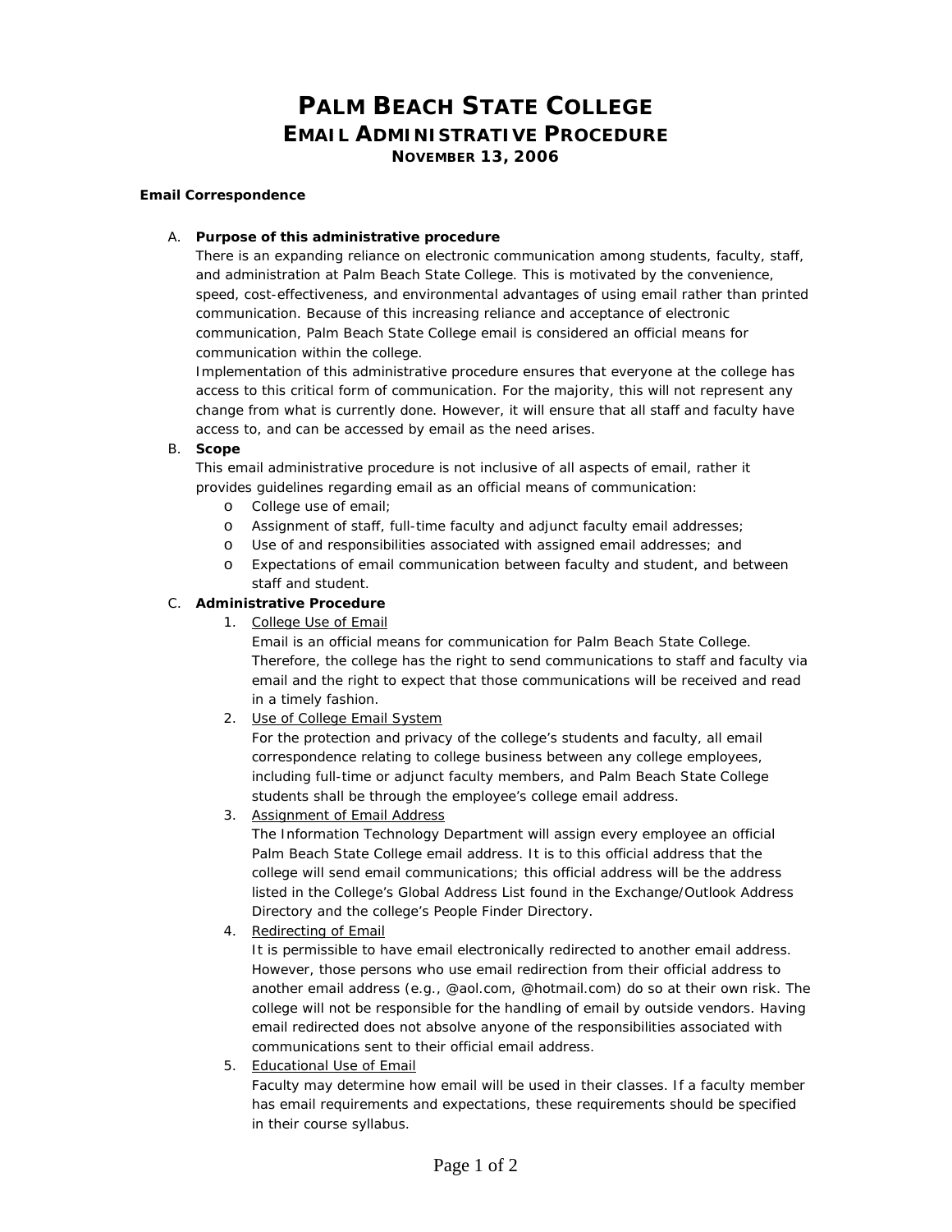# PALM BEACH STATE COLLEGE
## EMAIL ADMINISTRATIVE PROCEDURE
### NOVEMBER 13, 2006

**Email Correspondence**

A. **Purpose of this administrative procedure**
   There is an expanding reliance on electronic communication among students, faculty, staff, and administration at Palm Beach State College. This is motivated by the convenience, speed, cost-effectiveness, and environmental advantages of using email rather than printed communication. Because of this increasing reliance and acceptance of electronic communication, Palm Beach State College email is considered an official means for communication within the college.
   Implementation of this administrative procedure ensures that everyone at the college has access to this critical form of communication. For the majority, this will not represent any change from what is currently done. However, it will ensure that all staff and faculty have access to, and can be accessed by email as the need arises.

B. **Scope**
   This email administrative procedure is not inclusive of all aspects of email, rather it provides guidelines regarding email as an official means of communication:
   - College use of email;
   - Assignment of staff, full-time faculty and adjunct faculty email addresses;
   - Use of and responsibilities associated with assigned email addresses; and
   - Expectations of email communication between faculty and student, and between staff and student.

C. **Administrative Procedure**
   1. College Use of Email
      Email is an official means for communication for Palm Beach State College. Therefore, the college has the right to send communications to staff and faculty via email and the right to expect that those communications will be received and read in a timely fashion.
   2. Use of College Email System
      For the protection and privacy of the college's students and faculty, all email correspondence relating to college business between any college employees, including full-time or adjunct faculty members, and Palm Beach State College students shall be through the employee's college email address.
   3. Assignment of Email Address
      The Information Technology Department will assign every employee an official Palm Beach State College email address. It is to this official address that the college will send email communications; this official address will be the address listed in the College's Global Address List found in the Exchange/Outlook Address Directory and the college's People Finder Directory.
   4. Redirecting of Email
      It is permissible to have email electronically redirected to another email address. However, those persons who use email redirection from their official address to another email address (e.g., @aol.com, @hotmail.com) do so at their own risk. The college will not be responsible for the handling of email by outside vendors. Having email redirected does not absolve anyone of the responsibilities associated with communications sent to their official email address.
   5. Educational Use of Email
      Faculty may determine how email will be used in their classes. If a faculty member has email requirements and expectations, these requirements should be specified in their course syllabus.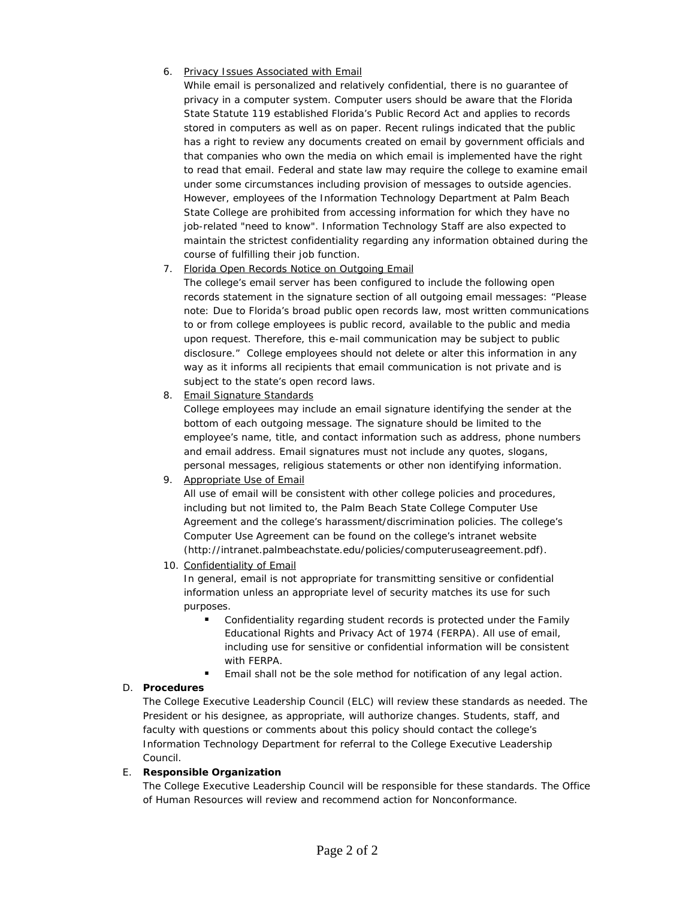6. <u>Privacy Issues Associated with Email</u>
   While email is personalized and relatively confidential, there is no guarantee of privacy in a computer system. Computer users should be aware that the Florida State Statute 119 established Florida's Public Record Act and applies to records stored in computers as well as on paper. Recent rulings indicated that the public has a right to review any documents created on email by government officials and that companies who own the media on which email is implemented have the right to read that email. Federal and state law may require the college to examine email under some circumstances including provision of messages to outside agencies. However, employees of the Information Technology Department at Palm Beach State College are prohibited from accessing information for which they have no job-related "need to know". Information Technology Staff are also expected to maintain the strictest confidentiality regarding any information obtained during the course of fulfilling their job function.
7. <u>Florida Open Records Notice on Outgoing Email</u>
   The college's email server has been configured to include the following open records statement in the signature section of all outgoing email messages: "Please note: Due to Florida's broad public open records law, most written communications to or from college employees is public record, available to the public and media upon request. Therefore, this e-mail communication may be subject to public disclosure." College employees should not delete or alter this information in any way as it informs all recipients that email communication is not private and is subject to the state's open record laws.
8. <u>Email Signature Standards</u>
   College employees may include an email signature identifying the sender at the bottom of each outgoing message. The signature should be limited to the employee's name, title, and contact information such as address, phone numbers and email address. Email signatures must not include any quotes, slogans, personal messages, religious statements or other non identifying information.
9. <u>Appropriate Use of Email</u>
   All use of email will be consistent with other college policies and procedures, including but not limited to, the Palm Beach State College Computer Use Agreement and the college's harassment/discrimination policies. The college's Computer Use Agreement can be found on the college's intranet website (http://intranet.palmbeachstate.edu/policies/computeruseagreement.pdf).
10. <u>Confidentiality of Email</u>
    In general, email is not appropriate for transmitting sensitive or confidential information unless an appropriate level of security matches its use for such purposes.
    - Confidentiality regarding student records is protected under the Family Educational Rights and Privacy Act of 1974 (FERPA). All use of email, including use for sensitive or confidential information will be consistent with FERPA.
    - Email shall not be the sole method for notification of any legal action.

D. **Procedures**
The College Executive Leadership Council (ELC) will review these standards as needed. The President or his designee, as appropriate, will authorize changes. Students, staff, and faculty with questions or comments about this policy should contact the college's Information Technology Department for referral to the College Executive Leadership Council.

E. **Responsible Organization**
The College Executive Leadership Council will be responsible for these standards. The Office of Human Resources will review and recommend action for Nonconformance.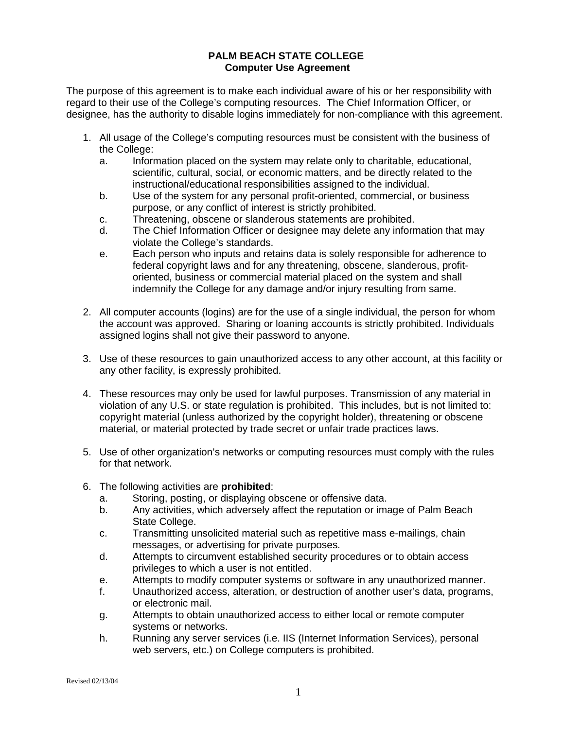**PALM BEACH STATE COLLEGE**
**Computer Use Agreement**

The purpose of this agreement is to make each individual aware of his or her responsibility with regard to their use of the College's computing resources. The Chief Information Officer, or designee, has the authority to disable logins immediately for non-compliance with this agreement.

1. All usage of the College's computing resources must be consistent with the business of the College:
   a. Information placed on the system may relate only to charitable, educational, scientific, cultural, social, or economic matters, and be directly related to the instructional/educational responsibilities assigned to the individual.
   b. Use of the system for any personal profit-oriented, commercial, or business purpose, or any conflict of interest is strictly prohibited.
   c. Threatening, obscene or slanderous statements are prohibited.
   d. The Chief Information Officer or designee may delete any information that may violate the College's standards.
   e. Each person who inputs and retains data is solely responsible for adherence to federal copyright laws and for any threatening, obscene, slanderous, profit-oriented, business or commercial material placed on the system and shall indemnify the College for any damage and/or injury resulting from same.

2. All computer accounts (logins) are for the use of a single individual, the person for whom the account was approved. Sharing or loaning accounts is strictly prohibited. Individuals assigned logins shall not give their password to anyone.

3. Use of these resources to gain unauthorized access to any other account, at this facility or any other facility, is expressly prohibited.

4. These resources may only be used for lawful purposes. Transmission of any material in violation of any U.S. or state regulation is prohibited. This includes, but is not limited to: copyright material (unless authorized by the copyright holder), threatening or obscene material, or material protected by trade secret or unfair trade practices laws.

5. Use of other organization's networks or computing resources must comply with the rules for that network.

6. The following activities are **prohibited**:
   a. Storing, posting, or displaying obscene or offensive data.
   b. Any activities, which adversely affect the reputation or image of Palm Beach State College.
   c. Transmitting unsolicited material such as repetitive mass e-mailings, chain messages, or advertising for private purposes.
   d. Attempts to circumvent established security procedures or to obtain access privileges to which a user is not entitled.
   e. Attempts to modify computer systems or software in any unauthorized manner.
   f. Unauthorized access, alteration, or destruction of another user's data, programs, or electronic mail.
   g. Attempts to obtain unauthorized access to either local or remote computer systems or networks.
   h. Running any server services (i.e. IIS (Internet Information Services), personal web servers, etc.) on College computers is prohibited.

Revised 02/13/04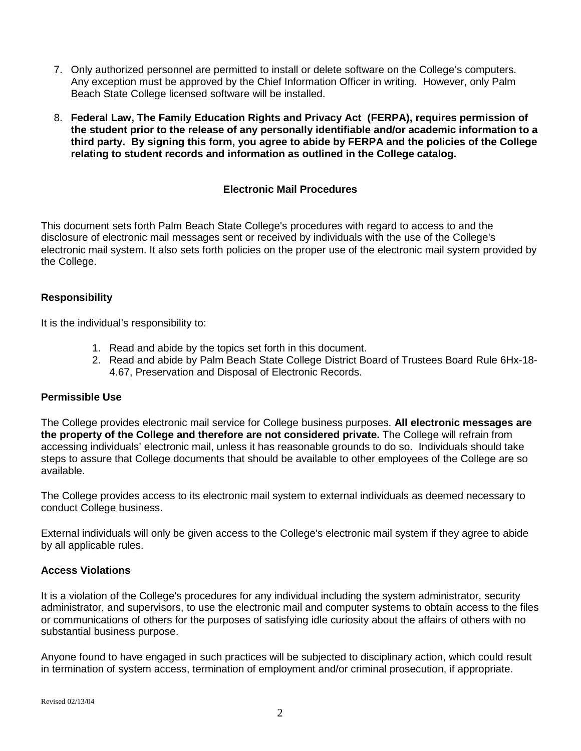7. Only authorized personnel are permitted to install or delete software on the College's computers. Any exception must be approved by the Chief Information Officer in writing. However, only Palm Beach State College licensed software will be installed.

8. **Federal Law, The Family Education Rights and Privacy Act (FERPA), requires permission of the student prior to the release of any personally identifiable and/or academic information to a third party. By signing this form, you agree to abide by FERPA and the policies of the College relating to student records and information as outlined in the College catalog.**

## Electronic Mail Procedures

This document sets forth Palm Beach State College's procedures with regard to access to and the disclosure of electronic mail messages sent or received by individuals with the use of the College's electronic mail system. It also sets forth policies on the proper use of the electronic mail system provided by the College.

### Responsibility

It is the individual's responsibility to:

1. Read and abide by the topics set forth in this document.
2. Read and abide by Palm Beach State College District Board of Trustees Board Rule 6Hx-18-4.67, Preservation and Disposal of Electronic Records.

### Permissible Use

The College provides electronic mail service for College business purposes. **All electronic messages are the property of the College and therefore are not considered private.** The College will refrain from accessing individuals' electronic mail, unless it has reasonable grounds to do so. Individuals should take steps to assure that College documents that should be available to other employees of the College are so available.

The College provides access to its electronic mail system to external individuals as deemed necessary to conduct College business.

External individuals will only be given access to the College's electronic mail system if they agree to abide by all applicable rules.

### Access Violations

It is a violation of the College's procedures for any individual including the system administrator, security administrator, and supervisors, to use the electronic mail and computer systems to obtain access to the files or communications of others for the purposes of satisfying idle curiosity about the affairs of others with no substantial business purpose.

Anyone found to have engaged in such practices will be subjected to disciplinary action, which could result in termination of system access, termination of employment and/or criminal prosecution, if appropriate.

Revised 02/13/04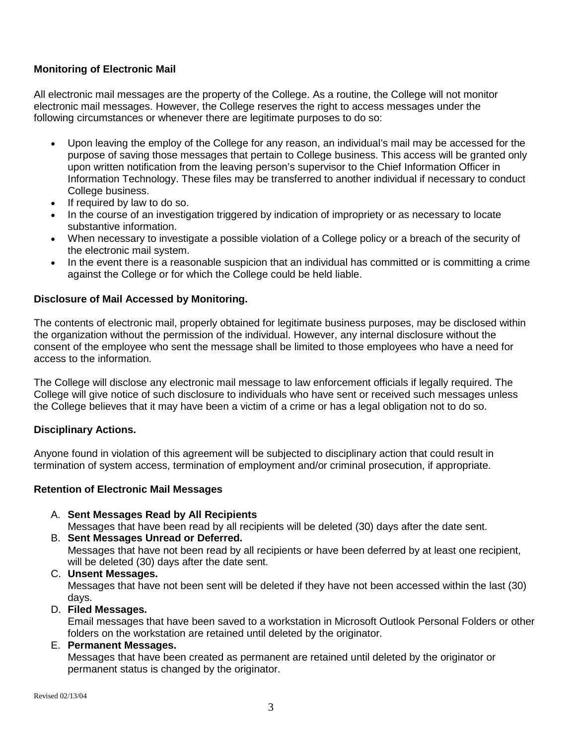**Monitoring of Electronic Mail**

All electronic mail messages are the property of the College. As a routine, the College will not monitor electronic mail messages. However, the College reserves the right to access messages under the following circumstances or whenever there are legitimate purposes to do so:

- Upon leaving the employ of the College for any reason, an individual's mail may be accessed for the purpose of saving those messages that pertain to College business. This access will be granted only upon written notification from the leaving person's supervisor to the Chief Information Officer in Information Technology. These files may be transferred to another individual if necessary to conduct College business.
- If required by law to do so.
- In the course of an investigation triggered by indication of impropriety or as necessary to locate substantive information.
- When necessary to investigate a possible violation of a College policy or a breach of the security of the electronic mail system.
- In the event there is a reasonable suspicion that an individual has committed or is committing a crime against the College or for which the College could be held liable.

**Disclosure of Mail Accessed by Monitoring.**

The contents of electronic mail, properly obtained for legitimate business purposes, may be disclosed within the organization without the permission of the individual. However, any internal disclosure without the consent of the employee who sent the message shall be limited to those employees who have a need for access to the information.

The College will disclose any electronic mail message to law enforcement officials if legally required. The College will give notice of such disclosure to individuals who have sent or received such messages unless the College believes that it may have been a victim of a crime or has a legal obligation not to do so.

**Disciplinary Actions.**

Anyone found in violation of this agreement will be subjected to disciplinary action that could result in termination of system access, termination of employment and/or criminal prosecution, if appropriate.

**Retention of Electronic Mail Messages**

A. **Sent Messages Read by All Recipients**
   Messages that have been read by all recipients will be deleted (30) days after the date sent.
B. **Sent Messages Unread or Deferred.**
   Messages that have not been read by all recipients or have been deferred by at least one recipient, will be deleted (30) days after the date sent.
C. **Unsent Messages.**
   Messages that have not been sent will be deleted if they have not been accessed within the last (30) days.
D. **Filed Messages.**
   Email messages that have been saved to a workstation in Microsoft Outlook Personal Folders or other folders on the workstation are retained until deleted by the originator.
E. **Permanent Messages.**
   Messages that have been created as permanent are retained until deleted by the originator or permanent status is changed by the originator.

Revised 02/13/04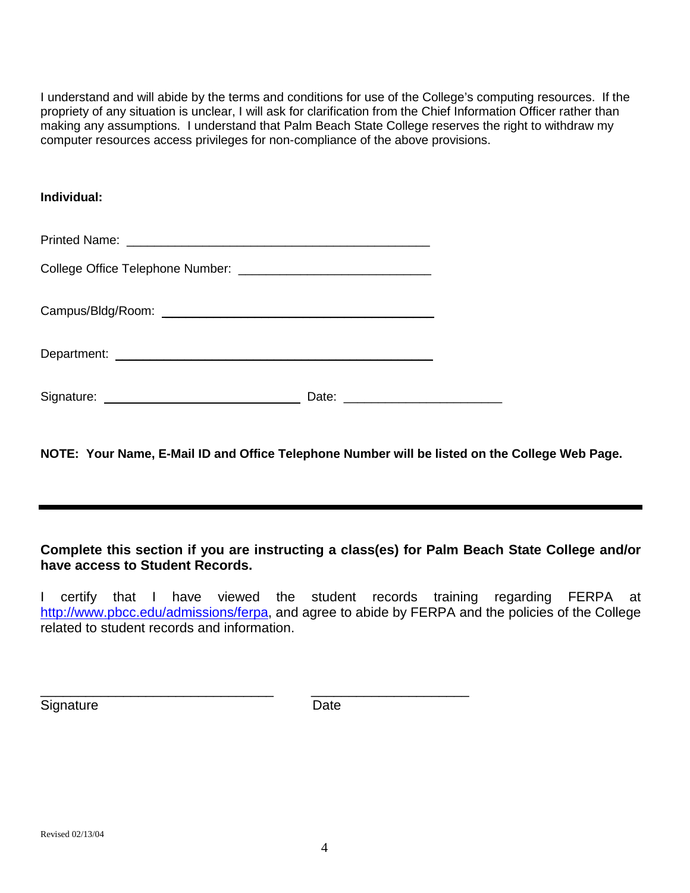I understand and will abide by the terms and conditions for use of the College's computing resources. If the propriety of any situation is unclear, I will ask for clarification from the Chief Information Officer rather than making any assumptions. I understand that Palm Beach State College reserves the right to withdraw my computer resources access privileges for non-compliance of the above provisions.

**Individual:**

Printed Name: ____________________________________________

College Office Telephone Number: ____________________________

Campus/Bldg/Room: ________________________________________

Department: _____________________________________________

Signature: ____________________________ Date: ______________________

**NOTE: Your Name, E-Mail ID and Office Telephone Number will be listed on the College Web Page.**

---

**Complete this section if you are instructing a class(es) for Palm Beach State College and/or have access to Student Records.**

I certify that I have viewed the student records training regarding FERPA at http://www.pbcc.edu/admissions/ferpa, and agree to abide by FERPA and the policies of the College related to student records and information.

________________________________ ______________________

Signature Date

Revised 02/13/04